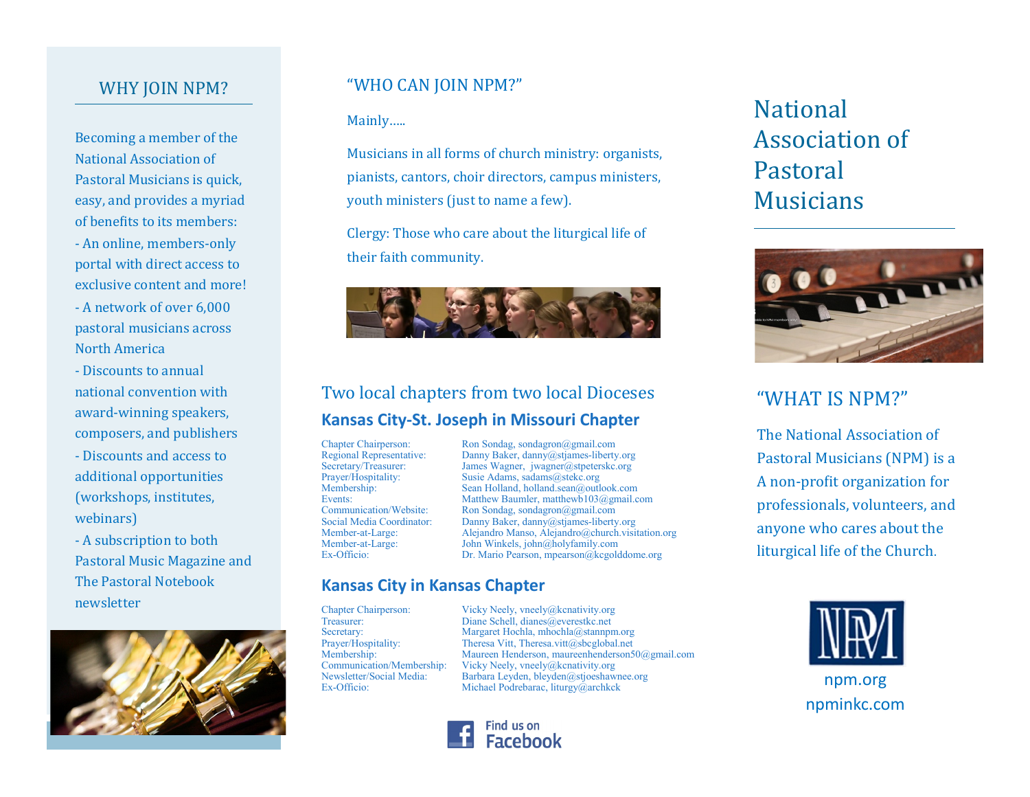## WHY JOIN NPM?

Becoming a member of the National Association of Pastoral Musicians is quick, easy, and provides a myriad of benefits to its members:

- An online, members-only portal with direct access to exclusive content and more!
- A network of over 6,000 pastoral musicians across North America
- Discounts to annual national convention with award-winning speakers, composers, and publishers
- Discounts and access to additional opportunities (workshops, institutes, webinars)
- A subscription to both Pastoral Music Magazine and The Pastoral Notebook newsletter

## "WHO CAN JOIN NPM?"

Mainly.....

Musicians in all forms of church ministry: organists, pianists, cantors, choir directors, campus ministers, youth ministers (just to name a few).

Clergy: Those who care about the liturgical life of their faith community.

## Two local chapters from two local Dioceses

### Kansas City-St. Joseph in Missouri Chapter

| | |
|---|---|
| Chapter Chairperson: | Ron Sondag, sondagron@gmail.com |
| Regional Representative: | Danny Baker, danny@stjames-liberty.org |
| Secretary/Treasurer: | James Wagner, jwagner@stpeterskc.org |
| Prayer/Hospitality: | Susie Adams, sadams@stekc.org |
| Membership: | Sean Holland, holland.sean@outlook.com |
| Events: | Matthew Baumler, matthewb103@gmail.com |
| Communication/Website: | Ron Sondag, sondagron@gmail.com |
| Social Media Coordinator: | Danny Baker, danny@stjames-liberty.org |
| Member-at-Large: | Alejandro Manso, Alejandro@church.visitation.org |
| Member-at-Large: | John Winkels, john@holyfamily.com |
| Ex-Officio: | Dr. Mario Pearson, mpearson@kcgolddome.org |

### Kansas City in Kansas Chapter

| | |
|---|---|
| Chapter Chairperson: | Vicky Neely, vneely@kcnativity.org |
| Treasurer: | Diane Schell, dianes@everestkc.net |
| Secretary: | Margaret Hochla, mhochla@stannpm.org |
| Prayer/Hospitality: | Theresa Vitt, Theresa.vitt@sbcglobal.net |
| Membership: | Maureen Henderson, maureenhenderson50@gmail.com |
| Communication/Membership: | Vicky Neely, vneely@kcnativity.org |
| Newsletter/Social Media: | Barbara Leyden, bleyden@stjoeshawnee.org |
| Ex-Officio: | Michael Podrebarac, liturgy@archkck |

Find us on Facebook

# National Association of Pastoral Musicians

## "WHAT IS NPM?"

The National Association of Pastoral Musicians (NPM) is a A non-profit organization for professionals, volunteers, and anyone who cares about the liturgical life of the Church.

NPM

npm.org

npminkc.com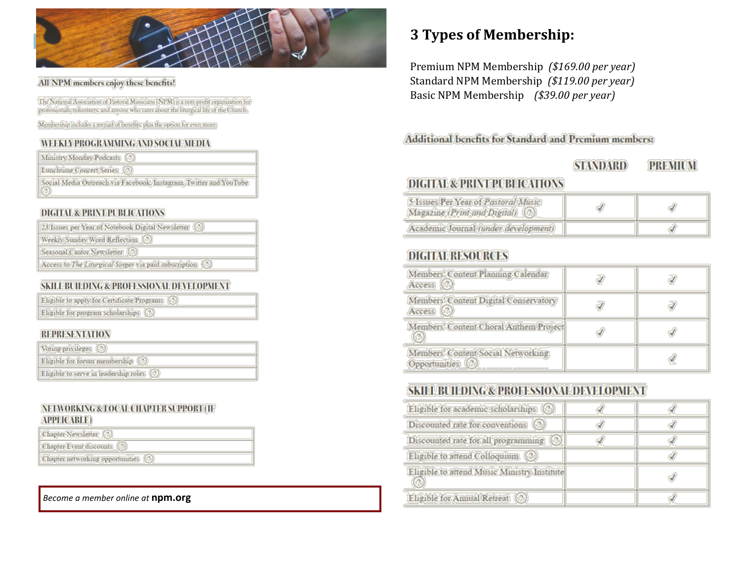All NPM members enjoy these benefits!

The National Association of Pastoral Musicians (NPM) is a non-profit organization for professionals, volunteers, and anyone who cares about the liturgical life of the Church.

Membership includes a myriad of benefits, plus the option for even more.

## WEEKLY PROGRAMMING AND SOCIAL MEDIA

| |
|---|
| Ministry Monday Podcasts |
| Lunchtime Concert Series |
| Social Media Outreach via Facebook, Instagram, Twitter and YouTube |

## DIGITAL & PRINT PUBLICATIONS

| |
|---|
| 23 Issues per Year of Notebook Digital Newsletter |
| Weekly Sunday Word Reflection |
| Seasonal Cantor Newsletter |
| Access to *The Liturgical Singer* via paid subscription |

## SKILL BUILDING & PROFESSIONAL DEVELOPMENT

| |
|---|
| Eligible to apply for Certificate Programs |
| Eligible for program scholarships |

## REPRESENTATION

| |
|---|
| Voting privileges |
| Eligible for forum membership |
| Eligible to serve in leadership roles |

## NETWORKING & LOCAL CHAPTER SUPPORT (IF APPLICABLE)

| |
|---|
| Chapter Newsletter |
| Chapter Event discounts |
| Chapter networking opportunities |

*Become a member online at* **npm.org**

# 3 Types of Membership:

Premium NPM Membership *($169.00 per year)*
Standard NPM Membership *($119.00 per year)*
Basic NPM Membership *($39.00 per year)*

Additional benefits for Standard and Premium members:

| | STANDARD | PREMIUM |
|---|---|---|
| **DIGITAL & PRINT PUBLICATIONS** | | |
| 5 Issues Per Year of *Pastoral Music* Magazine *(Print and Digital)* | ✓ | ✓ |
| Academic Journal *(under development)* | | ✓ |
| **DIGITAL RESOURCES** | | |
| Members' Content Planning Calendar Access | ✓ | ✓ |
| Members' Content Digital Conservatory Access | ✓ | ✓ |
| Members' Content Choral Anthem Project | ✓ | ✓ |
| Members' Content Social Networking Opportunities | | ✓ |
| **SKILL BUILDING & PROFESSIONAL DEVELOPMENT** | | |
| Eligible for academic scholarships | ✓ | ✓ |
| Discounted rate for conventions | ✓ | ✓ |
| Discounted rate for all programming | ✓ | ✓ |
| Eligible to attend Colloquium | | ✓ |
| Eligible to attend Music Ministry Institute | | ✓ |
| Eligible for Annual Retreat | | ✓ |